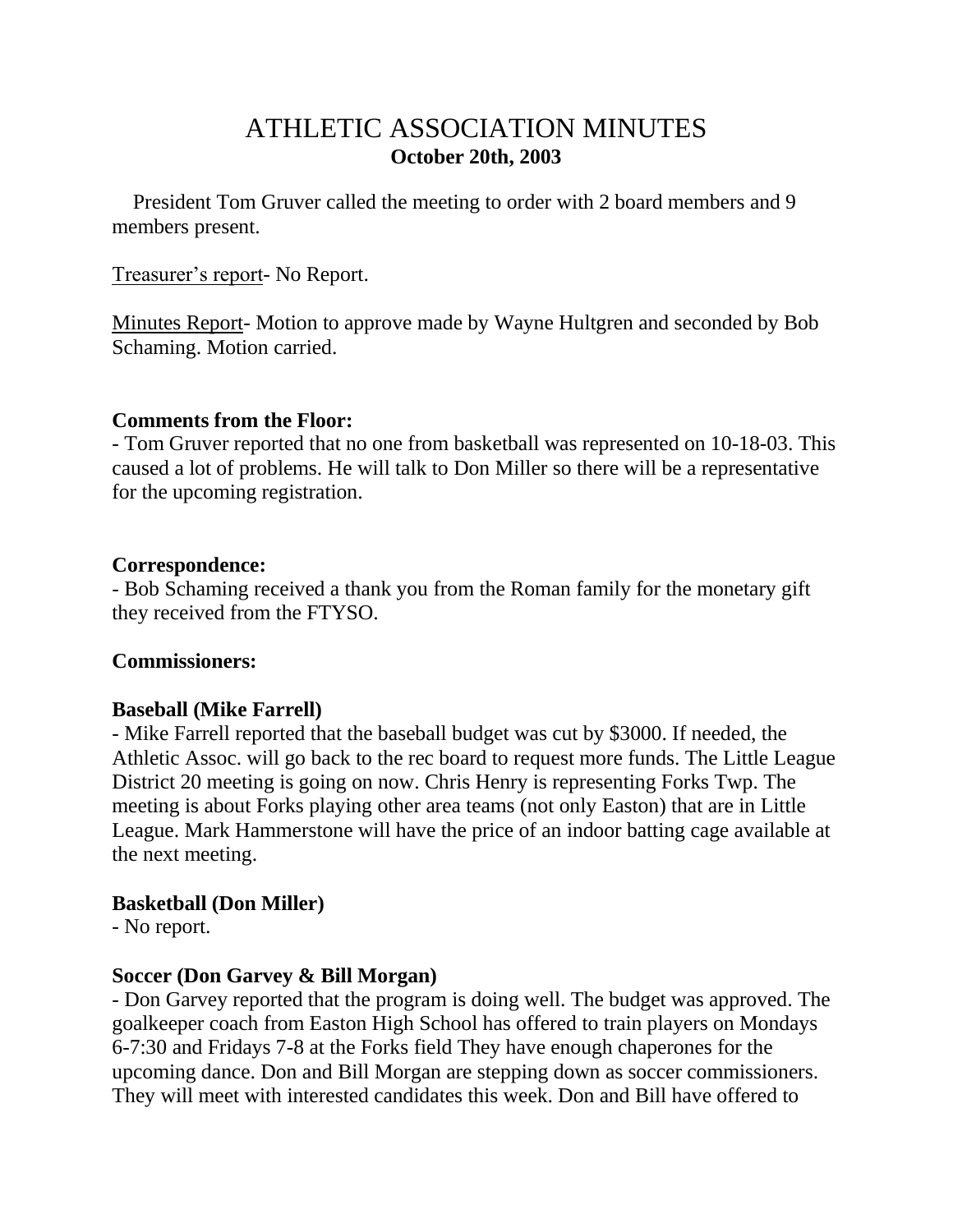# ATHLETIC ASSOCIATION MINUTES

**October 20th, 2003**

President Tom Gruver called the meeting to order with 2 board members and 9 members present.

Treasurer's report- No Report.

Minutes Report- Motion to approve made by Wayne Hultgren and seconded by Bob Schaming. Motion carried.

**Comments from the Floor:**

- Tom Gruver reported that no one from basketball was represented on 10-18-03. This caused a lot of problems. He will talk to Don Miller so there will be a representative for the upcoming registration.

**Correspondence:**

- Bob Schaming received a thank you from the Roman family for the monetary gift they received from the FTYSO.

**Commissioners:**

**Baseball (Mike Farrell)**

- Mike Farrell reported that the baseball budget was cut by $3000. If needed, the Athletic Assoc. will go back to the rec board to request more funds. The Little League District 20 meeting is going on now. Chris Henry is representing Forks Twp. The meeting is about Forks playing other area teams (not only Easton) that are in Little League. Mark Hammerstone will have the price of an indoor batting cage available at the next meeting.

**Basketball (Don Miller)**

- No report.

**Soccer (Don Garvey & Bill Morgan)**

- Don Garvey reported that the program is doing well. The budget was approved. The goalkeeper coach from Easton High School has offered to train players on Mondays 6-7:30 and Fridays 7-8 at the Forks field They have enough chaperones for the upcoming dance. Don and Bill Morgan are stepping down as soccer commissioners. They will meet with interested candidates this week. Don and Bill have offered to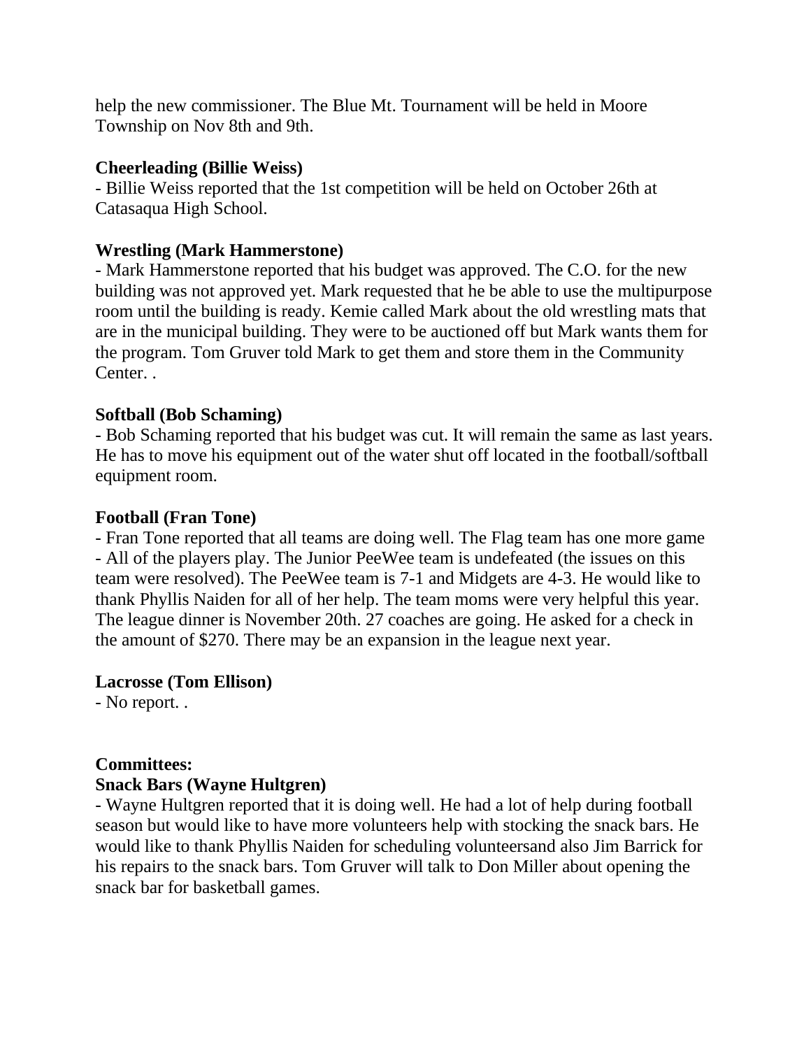help the new commissioner. The Blue Mt. Tournament will be held in Moore Township on Nov 8th and 9th.

**Cheerleading (Billie Weiss)**
- Billie Weiss reported that the 1st competition will be held on October 26th at Catasaqua High School.

**Wrestling (Mark Hammerstone)**
- Mark Hammerstone reported that his budget was approved. The C.O. for the new building was not approved yet. Mark requested that he be able to use the multipurpose room until the building is ready. Kemie called Mark about the old wrestling mats that are in the municipal building. They were to be auctioned off but Mark wants them for the program. Tom Gruver told Mark to get them and store them in the Community Center. .

**Softball (Bob Schaming)**
- Bob Schaming reported that his budget was cut. It will remain the same as last years. He has to move his equipment out of the water shut off located in the football/softball equipment room.

**Football (Fran Tone)**
- Fran Tone reported that all teams are doing well. The Flag team has one more game - All of the players play. The Junior PeeWee team is undefeated (the issues on this team were resolved). The PeeWee team is 7-1 and Midgets are 4-3. He would like to thank Phyllis Naiden for all of her help. The team moms were very helpful this year. The league dinner is November 20th. 27 coaches are going. He asked for a check in the amount of $270. There may be an expansion in the league next year.

**Lacrosse (Tom Ellison)**
- No report. .

**Committees:**
**Snack Bars (Wayne Hultgren)**
- Wayne Hultgren reported that it is doing well. He had a lot of help during football season but would like to have more volunteers help with stocking the snack bars. He would like to thank Phyllis Naiden for scheduling volunteersand also Jim Barrick for his repairs to the snack bars. Tom Gruver will talk to Don Miller about opening the snack bar for basketball games.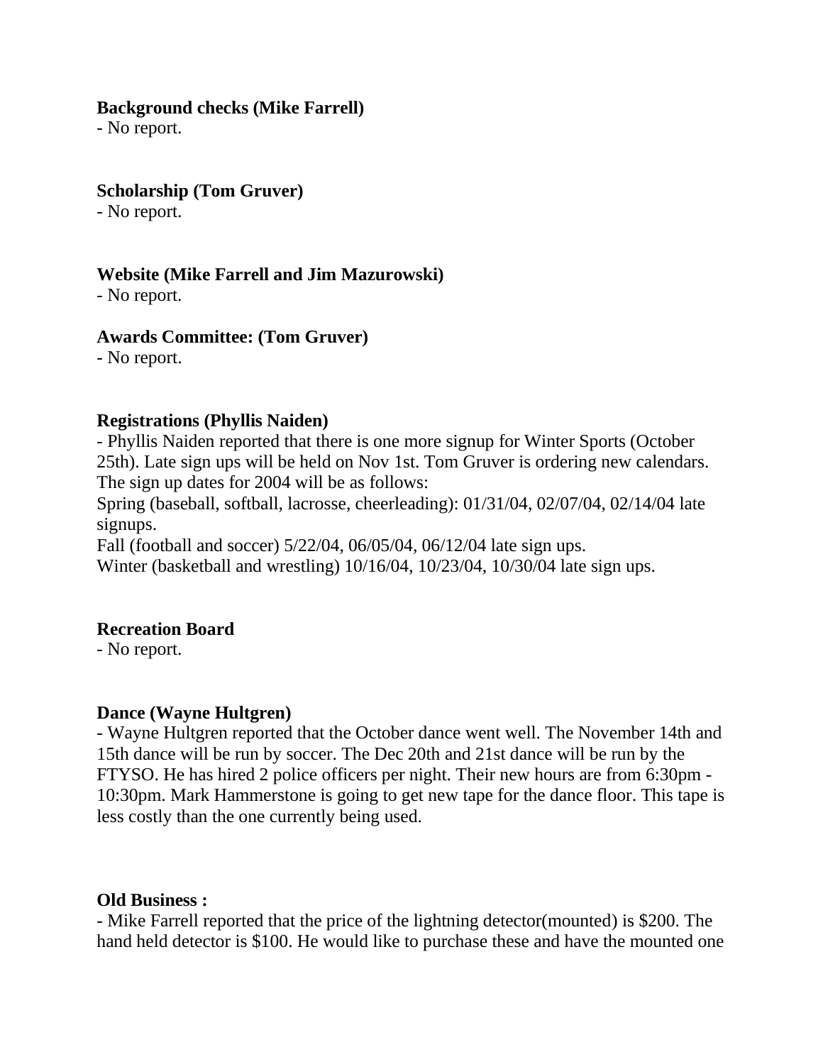**Background checks (Mike Farrell)**
- No report.

**Scholarship (Tom Gruver)**
- No report.

**Website (Mike Farrell and Jim Mazurowski)**
- No report.

**Awards Committee: (Tom Gruver)**
- No report.

**Registrations (Phyllis Naiden)**
- Phyllis Naiden reported that there is one more signup for Winter Sports (October 25th). Late sign ups will be held on Nov 1st. Tom Gruver is ordering new calendars. The sign up dates for 2004 will be as follows:
Spring (baseball, softball, lacrosse, cheerleading): 01/31/04, 02/07/04, 02/14/04 late signups.
Fall (football and soccer) 5/22/04, 06/05/04, 06/12/04 late sign ups.
Winter (basketball and wrestling) 10/16/04, 10/23/04, 10/30/04 late sign ups.

**Recreation Board**
- No report.

**Dance (Wayne Hultgren)**
- Wayne Hultgren reported that the October dance went well. The November 14th and 15th dance will be run by soccer. The Dec 20th and 21st dance will be run by the FTYSO. He has hired 2 police officers per night. Their new hours are from 6:30pm - 10:30pm. Mark Hammerstone is going to get new tape for the dance floor. This tape is less costly than the one currently being used.

**Old Business :**
- Mike Farrell reported that the price of the lightning detector(mounted) is $200. The hand held detector is $100. He would like to purchase these and have the mounted one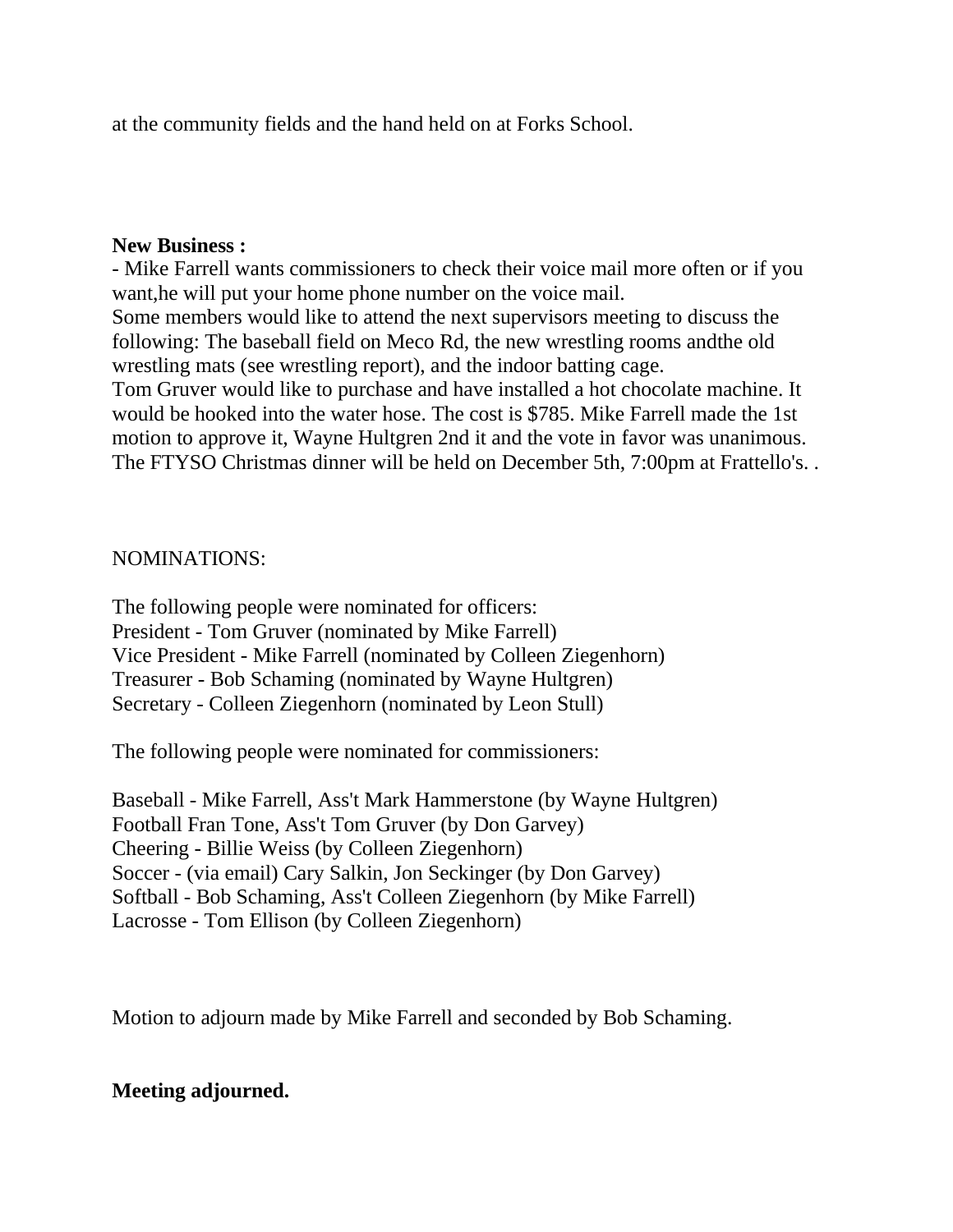at the community fields and the hand held on at Forks School.

**New Business :**

- Mike Farrell wants commissioners to check their voice mail more often or if you want,he will put your home phone number on the voice mail.

Some members would like to attend the next supervisors meeting to discuss the following: The baseball field on Meco Rd, the new wrestling rooms andthe old wrestling mats (see wrestling report), and the indoor batting cage.

Tom Gruver would like to purchase and have installed a hot chocolate machine. It would be hooked into the water hose. The cost is $785. Mike Farrell made the 1st motion to approve it, Wayne Hultgren 2nd it and the vote in favor was unanimous.

The FTYSO Christmas dinner will be held on December 5th, 7:00pm at Frattello's. .

NOMINATIONS:

The following people were nominated for officers:
President - Tom Gruver (nominated by Mike Farrell)
Vice President - Mike Farrell (nominated by Colleen Ziegenhorn)
Treasurer - Bob Schaming (nominated by Wayne Hultgren)
Secretary - Colleen Ziegenhorn (nominated by Leon Stull)

The following people were nominated for commissioners:

Baseball - Mike Farrell, Ass't Mark Hammerstone (by Wayne Hultgren)
Football Fran Tone, Ass't Tom Gruver (by Don Garvey)
Cheering - Billie Weiss (by Colleen Ziegenhorn)
Soccer - (via email) Cary Salkin, Jon Seckinger (by Don Garvey)
Softball - Bob Schaming, Ass't Colleen Ziegenhorn (by Mike Farrell)
Lacrosse - Tom Ellison (by Colleen Ziegenhorn)

Motion to adjourn made by Mike Farrell and seconded by Bob Schaming.

**Meeting adjourned.**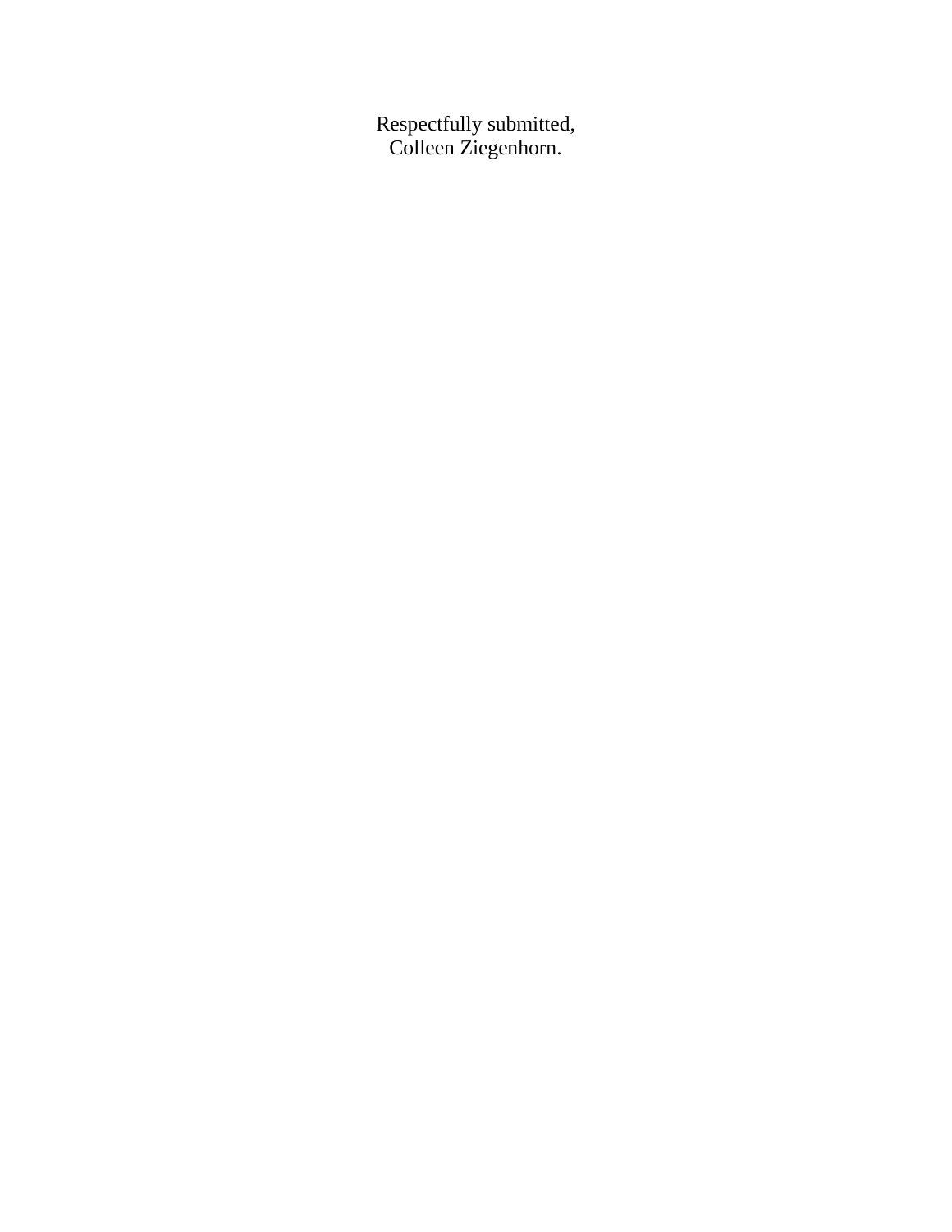Respectfully submitted,
Colleen Ziegenhorn.